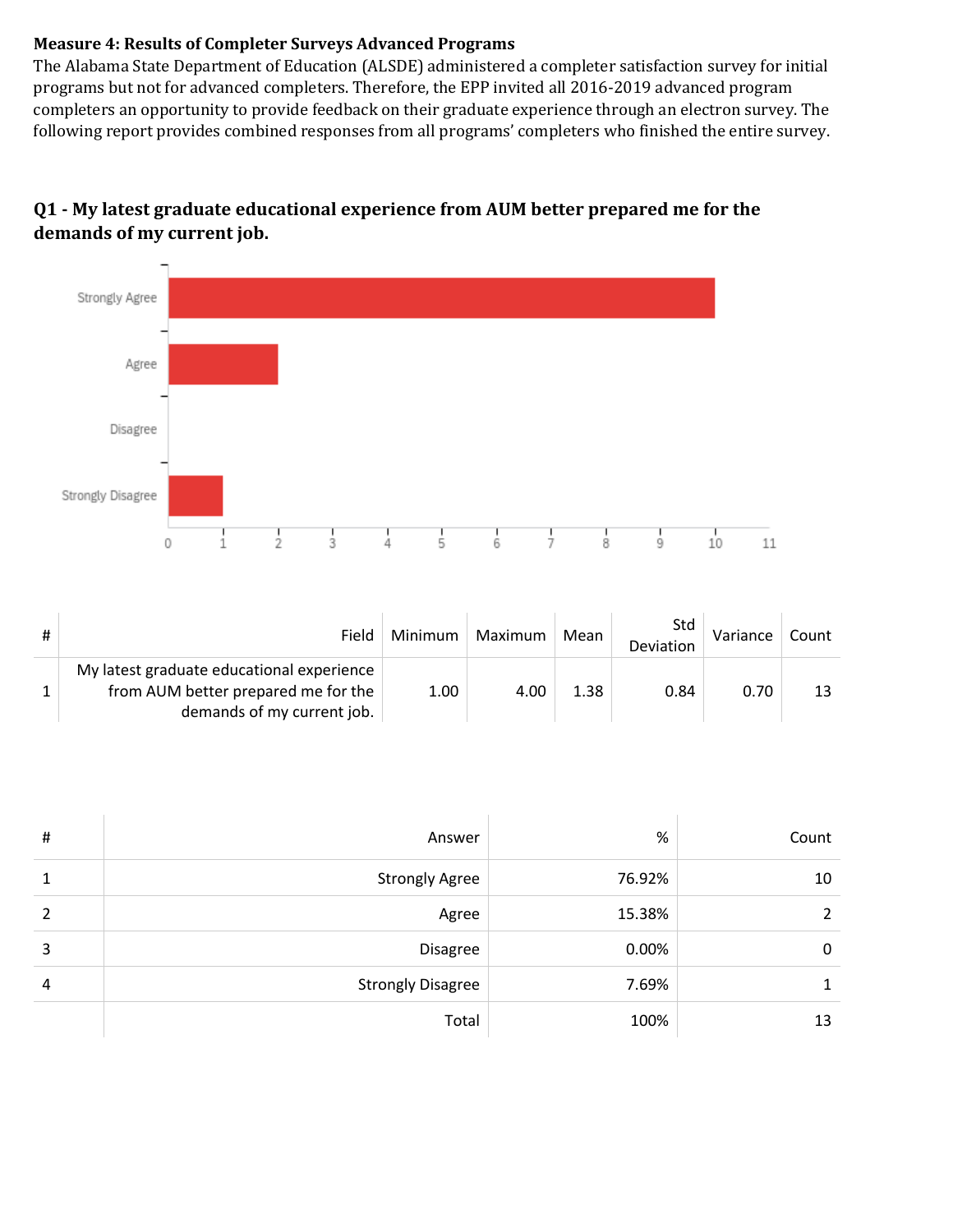**Measure 4: Results of Completer Surveys Advanced Programs**

The Alabama State Department of Education (ALSDE) administered a completer satisfaction survey for initial programs but not for advanced completers. Therefore, the EPP invited all 2016-2019 advanced program completers an opportunity to provide feedback on their graduate experience through an electron survey. The following report provides combined responses from all programs' completers who finished the entire survey.

## Q1 - My latest graduate educational experience from AUM better prepared me for the demands of my current job.

| # | Field | Minimum | Maximum | Mean | Std Deviation | Variance | Count |
|---|---|---|---|---|---|---|---|
| 1 | My latest graduate educational experience from AUM better prepared me for the demands of my current job. | 1.00 | 4.00 | 1.38 | 0.84 | 0.70 | 13 |

| # | Answer | % | Count |
|---|---|---|---|
| 1 | Strongly Agree | 76.92% | 10 |
| 2 | Agree | 15.38% | 2 |
| 3 | Disagree | 0.00% | 0 |
| 4 | Strongly Disagree | 7.69% | 1 |
| | Total | 100% | 13 |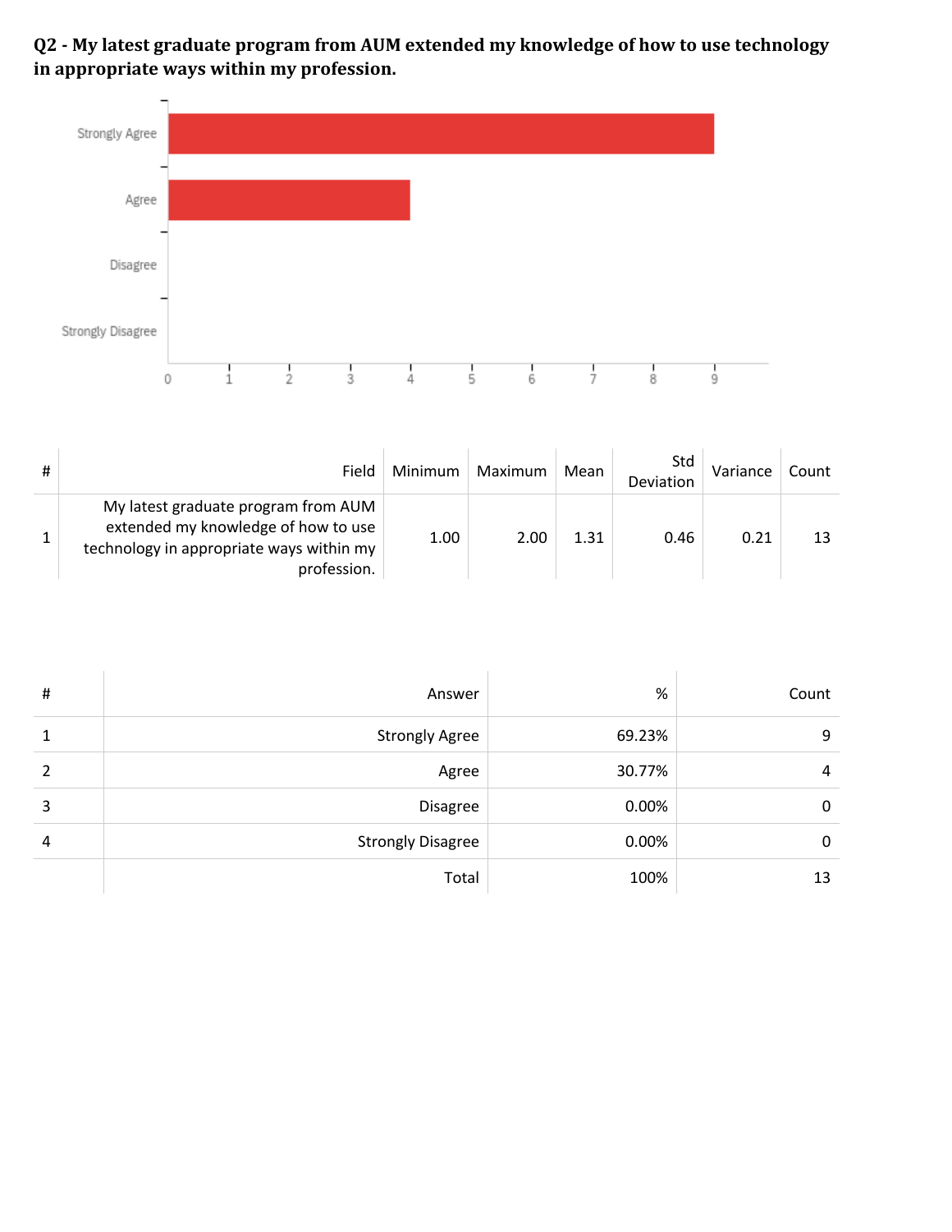**Q2 - My latest graduate program from AUM extended my knowledge of how to use technology in appropriate ways within my profession.**

| # | Field | Minimum | Maximum | Mean | Std Deviation | Variance | Count |
|---|---|---|---|---|---|---|---|
| 1 | My latest graduate program from AUM extended my knowledge of how to use technology in appropriate ways within my profession. | 1.00 | 2.00 | 1.31 | 0.46 | 0.21 | 13 |

| # | Answer | % | Count |
|---|---|---|---|
| 1 | Strongly Agree | 69.23% | 9 |
| 2 | Agree | 30.77% | 4 |
| 3 | Disagree | 0.00% | 0 |
| 4 | Strongly Disagree | 0.00% | 0 |
| | Total | 100% | 13 |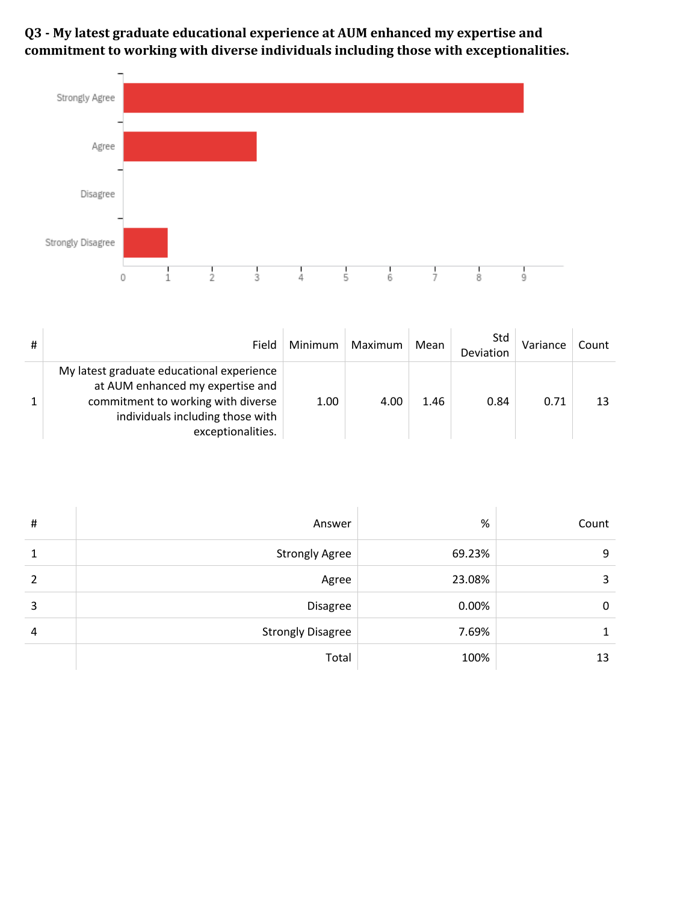**Q3 - My latest graduate educational experience at AUM enhanced my expertise and commitment to working with diverse individuals including those with exceptionalities.**

| # | Field | Minimum | Maximum | Mean | Std Deviation | Variance | Count |
|---|---|---|---|---|---|---|---|
| 1 | My latest graduate educational experience at AUM enhanced my expertise and commitment to working with diverse individuals including those with exceptionalities. | 1.00 | 4.00 | 1.46 | 0.84 | 0.71 | 13 |

| # | Answer | % | Count |
|---|---|---|---|
| 1 | Strongly Agree | 69.23% | 9 |
| 2 | Agree | 23.08% | 3 |
| 3 | Disagree | 0.00% | 0 |
| 4 | Strongly Disagree | 7.69% | 1 |
| | Total | 100% | 13 |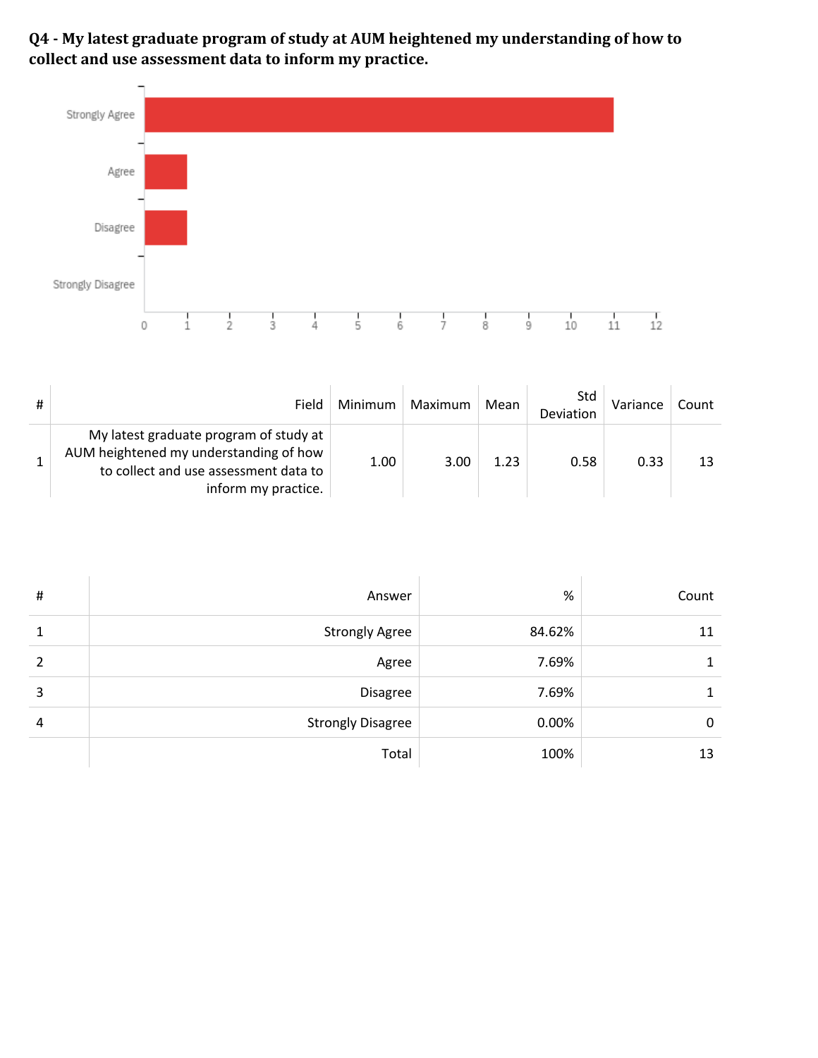**Q4 - My latest graduate program of study at AUM heightened my understanding of how to collect and use assessment data to inform my practice.**

| # | Field | Minimum | Maximum | Mean | Std Deviation | Variance | Count |
|---|---|---|---|---|---|---|---|
| 1 | My latest graduate program of study at AUM heightened my understanding of how to collect and use assessment data to inform my practice. | 1.00 | 3.00 | 1.23 | 0.58 | 0.33 | 13 |

| # | Answer | % | Count |
|---|---|---|---|
| 1 | Strongly Agree | 84.62% | 11 |
| 2 | Agree | 7.69% | 1 |
| 3 | Disagree | 7.69% | 1 |
| 4 | Strongly Disagree | 0.00% | 0 |
| | Total | 100% | 13 |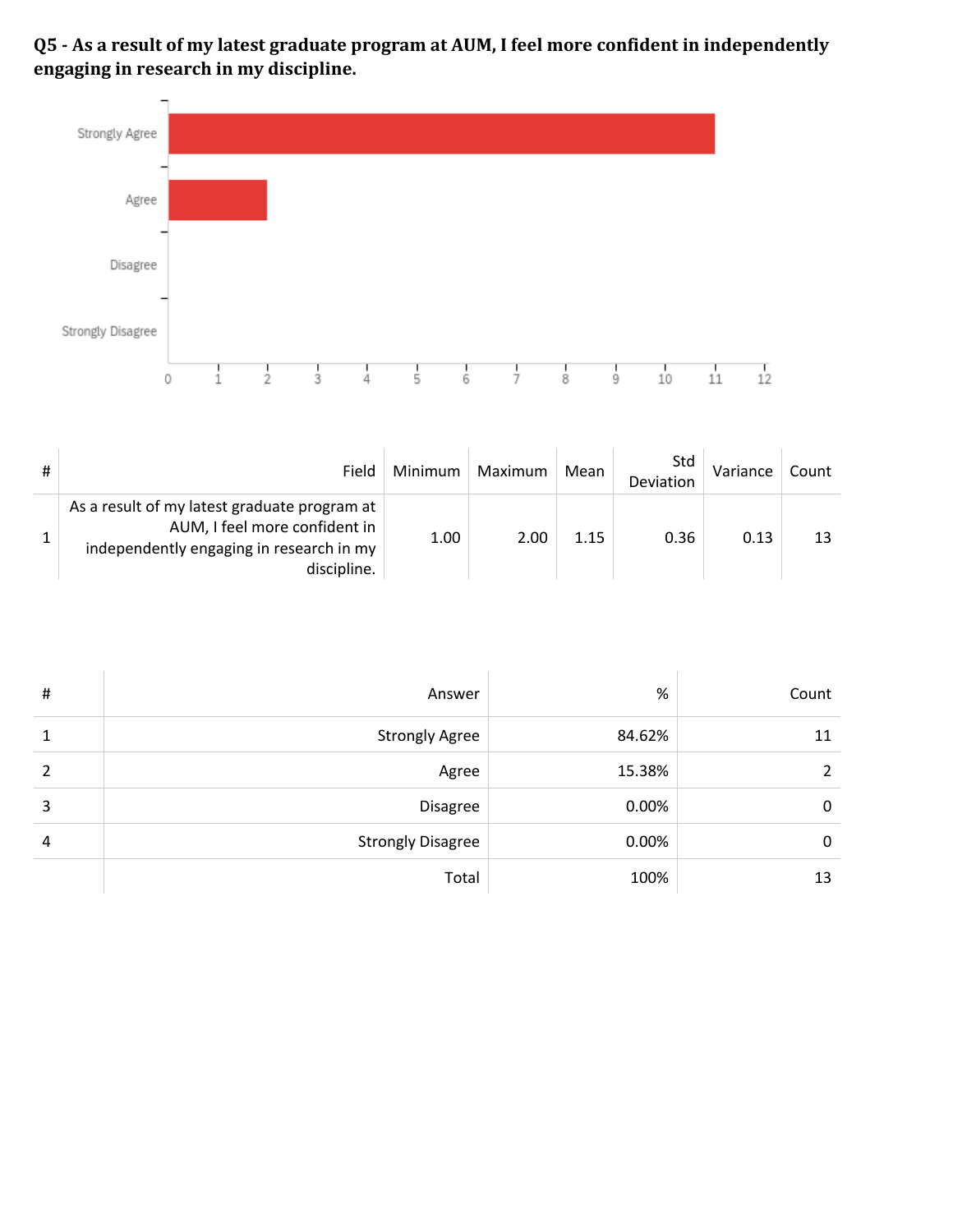**Q5 - As a result of my latest graduate program at AUM, I feel more confident in independently engaging in research in my discipline.**

| # | Field | Minimum | Maximum | Mean | Std Deviation | Variance | Count |
|---|---|---|---|---|---|---|---|
| 1 | As a result of my latest graduate program at AUM, I feel more confident in independently engaging in research in my discipline. | 1.00 | 2.00 | 1.15 | 0.36 | 0.13 | 13 |

| # | Answer | % | Count |
|---|---|---|---|
| 1 | Strongly Agree | 84.62% | 11 |
| 2 | Agree | 15.38% | 2 |
| 3 | Disagree | 0.00% | 0 |
| 4 | Strongly Disagree | 0.00% | 0 |
| | Total | 100% | 13 |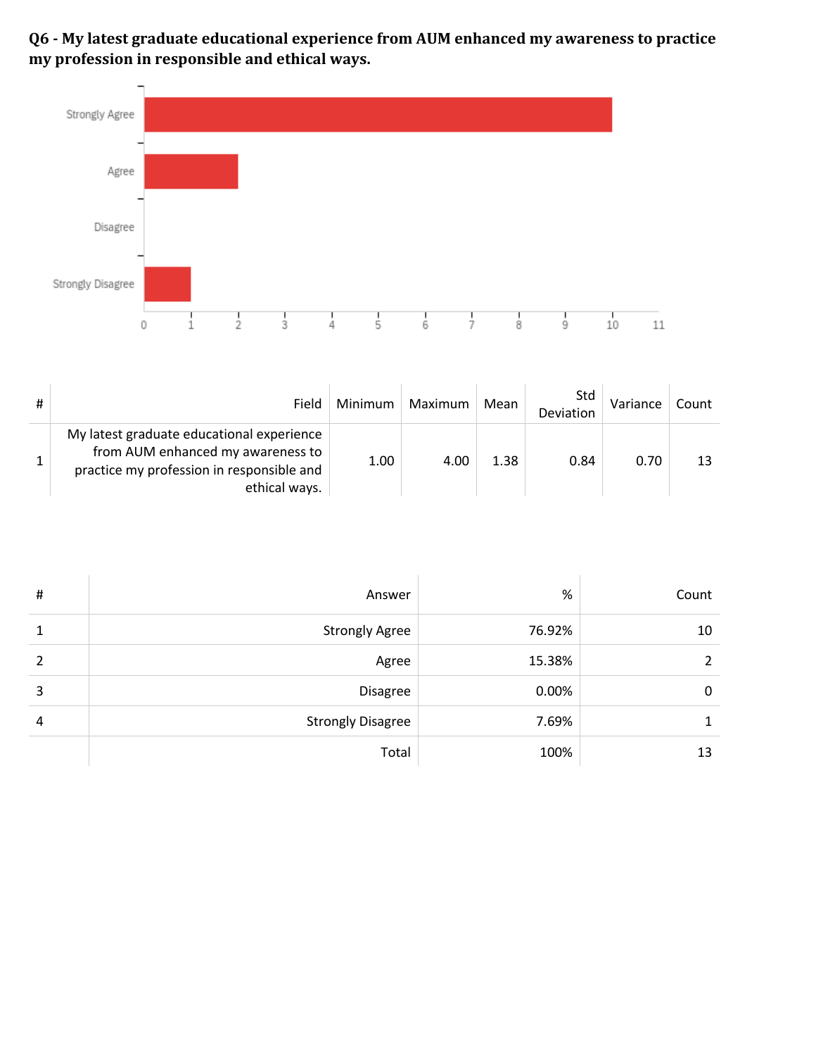**Q6 - My latest graduate educational experience from AUM enhanced my awareness to practice my profession in responsible and ethical ways.**

Strongly Agree

Agree

Disagree

Strongly Disagree

0 1 2 3 4 5 6 7 8 9 10 11

| # | Field | Minimum | Maximum | Mean | Std Deviation | Variance | Count |
|---|---|---|---|---|---|---|---|
| 1 | My latest graduate educational experience from AUM enhanced my awareness to practice my profession in responsible and ethical ways. | 1.00 | 4.00 | 1.38 | 0.84 | 0.70 | 13 |

| # | Answer | % | Count |
|---|---|---|---|
| 1 | Strongly Agree | 76.92% | 10 |
| 2 | Agree | 15.38% | 2 |
| 3 | Disagree | 0.00% | 0 |
| 4 | Strongly Disagree | 7.69% | 1 |
| | Total | 100% | 13 |